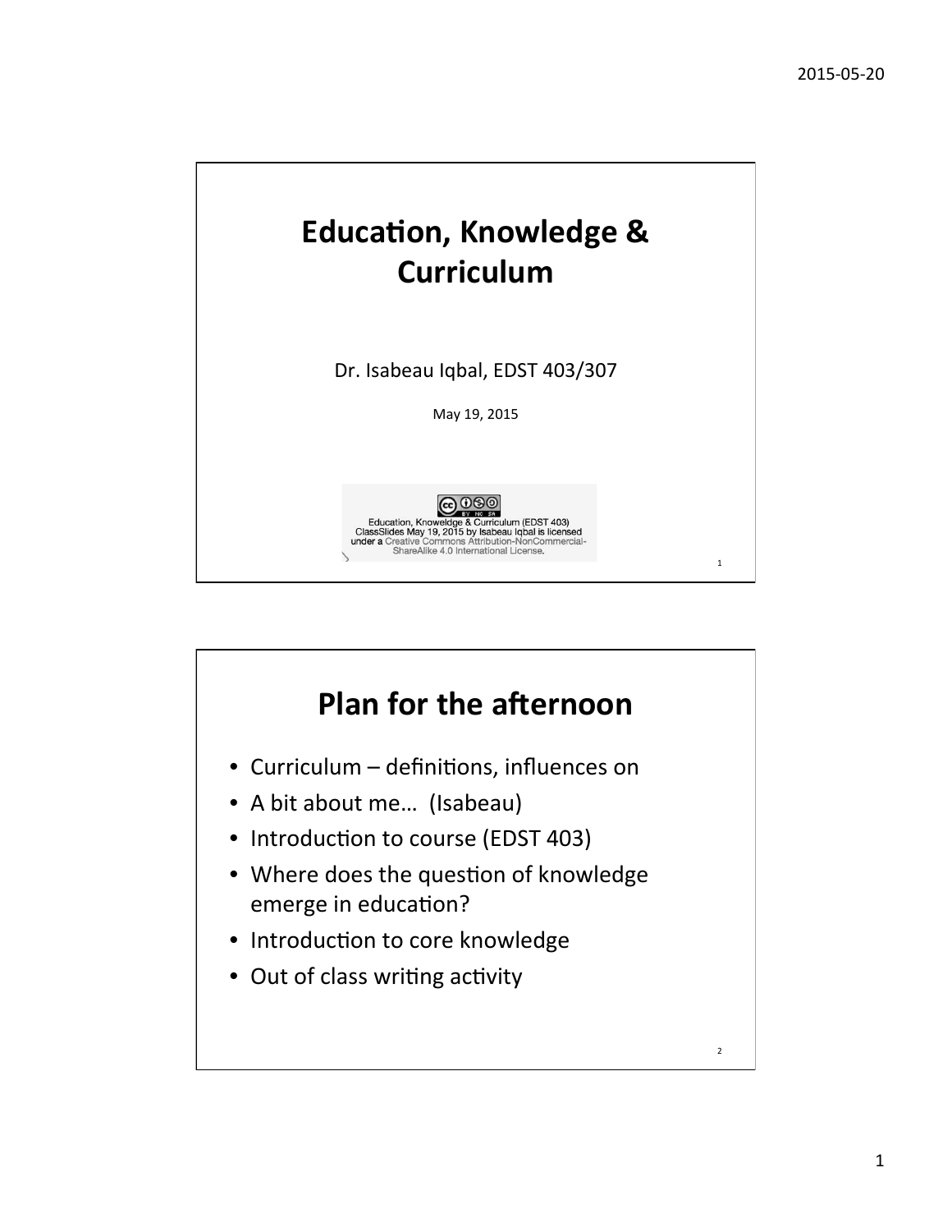# Education, Knowledge & Curriculum

Dr. Isabeau Iqbal, EDST 403/307

May 19, 2015

Education, Knoweldge & Curriculum (EDST 403) ClassSlides May 19, 2015 by Isabeau Iqbal is licensed under a Creative Commons Attribution-NonCommercial-ShareAlike 4.0 International License.

# Plan for the afternoon

- Curriculum – definitions, influences on
- A bit about me… (Isabeau)
- Introduction to course (EDST 403)
- Where does the question of knowledge emerge in education?
- Introduction to core knowledge
- Out of class writing activity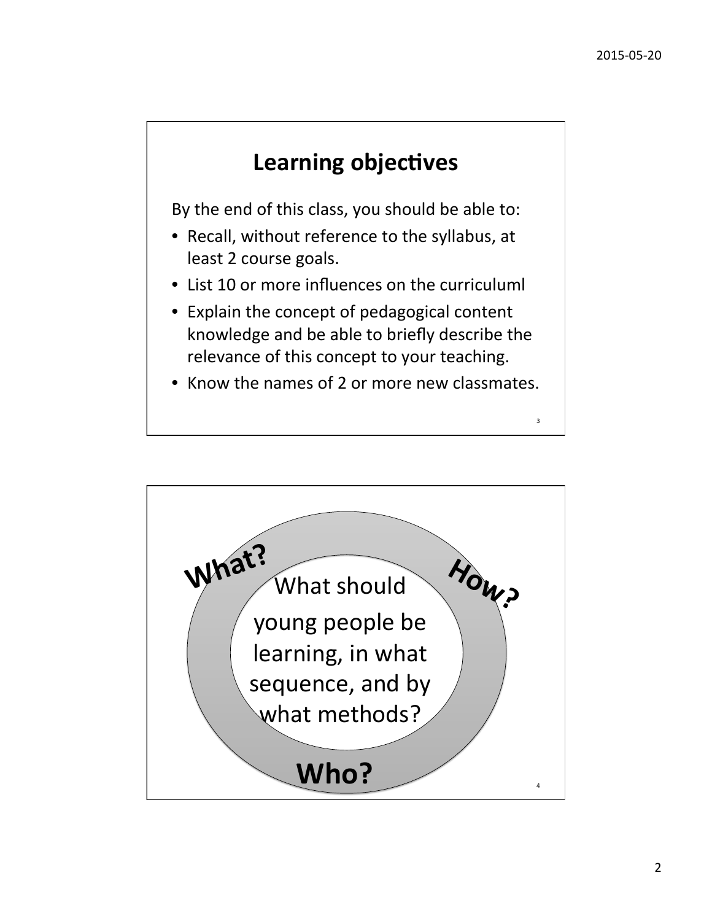## Learning objectives

By the end of this class, you should be able to:

- Recall, without reference to the syllabus, at least 2 course goals.
- List 10 or more influences on the curriculuml
- Explain the concept of pedagogical content knowledge and be able to briefly describe the relevance of this concept to your teaching.
- Know the names of 2 or more new classmates.

---

**What?**

**How?**

What should young people be learning, in what sequence, and by what methods?

**Who?**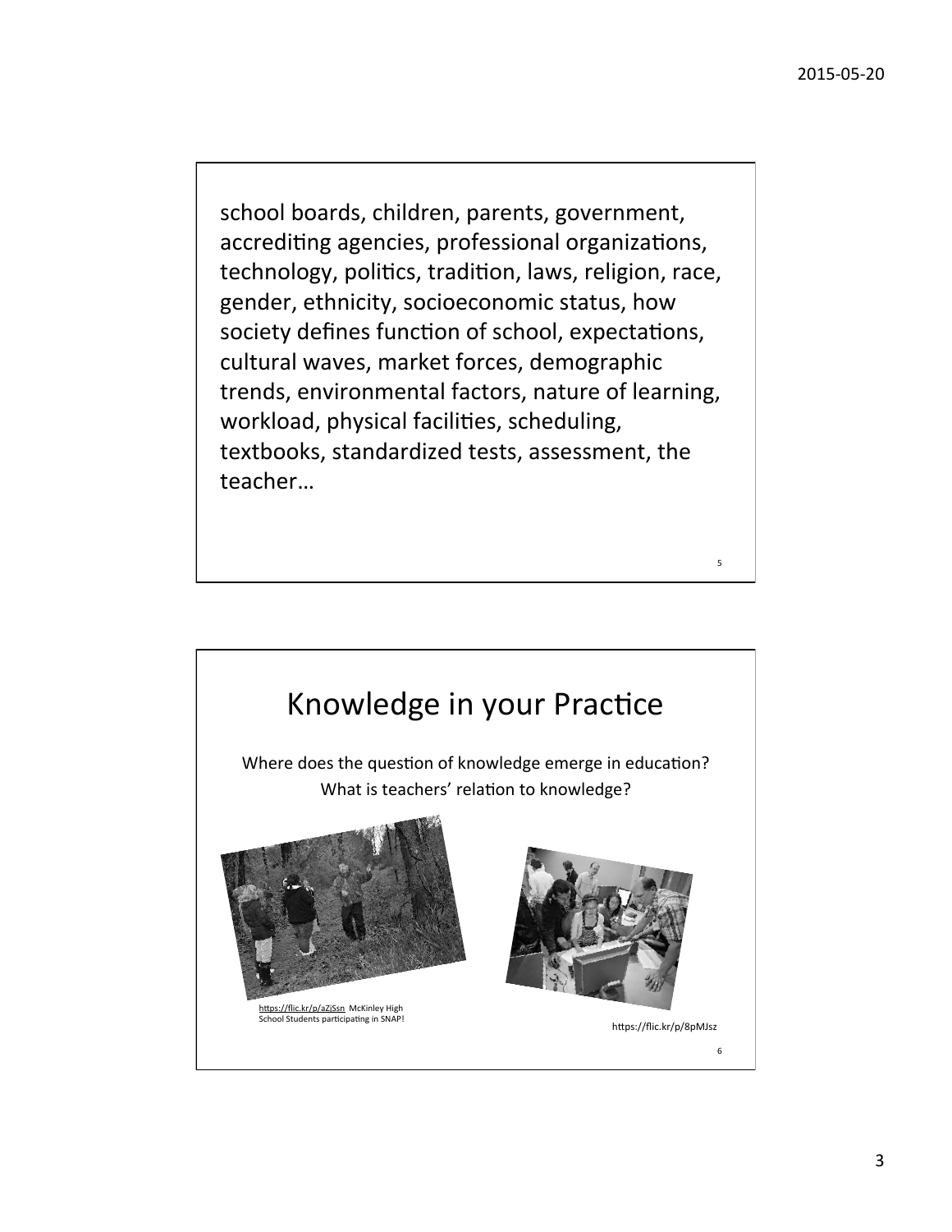school boards, children, parents, government, accrediting agencies, professional organizations, technology, politics, tradition, laws, religion, race, gender, ethnicity, socioeconomic status, how society defines function of school, expectations, cultural waves, market forces, demographic trends, environmental factors, nature of learning, workload, physical facilities, scheduling, textbooks, standardized tests, assessment, the teacher…

## Knowledge in your Practice

Where does the question of knowledge emerge in education?
What is teachers' relation to knowledge?

https://flic.kr/p/aZjSsn McKinley High School Students participating in SNAP!

https://flic.kr/p/8pMJsz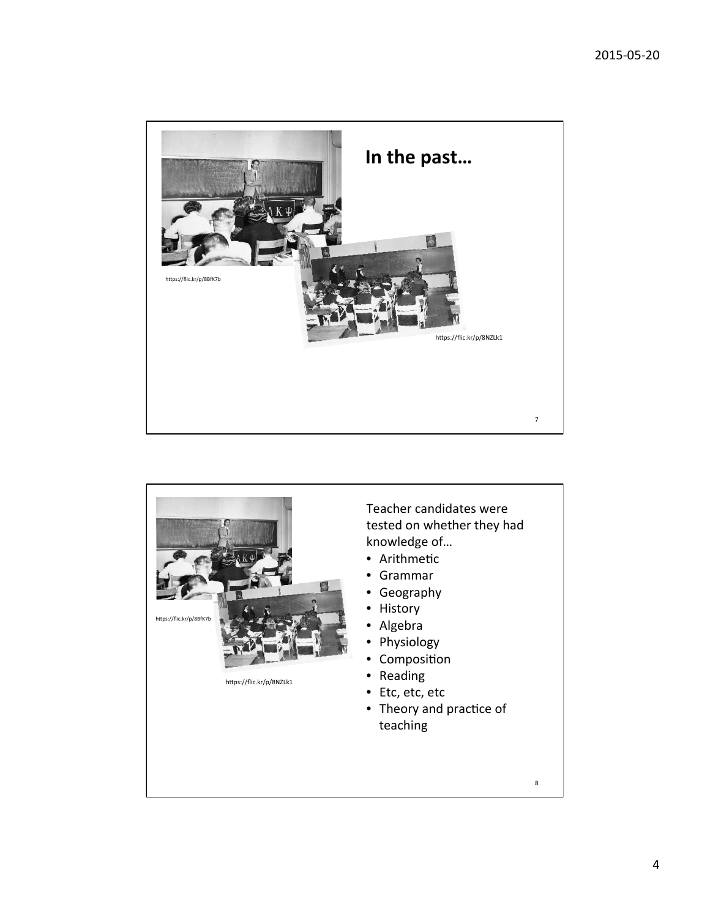## In the past…

https://flic.kr/p/8BfK7b

https://flic.kr/p/8NZLk1

---

https://flic.kr/p/8BfK7b

https://flic.kr/p/8NZLk1

Teacher candidates were tested on whether they had knowledge of…

- Arithmetic
- Grammar
- Geography
- History
- Algebra
- Physiology
- Composition
- Reading
- Etc, etc, etc
- Theory and practice of teaching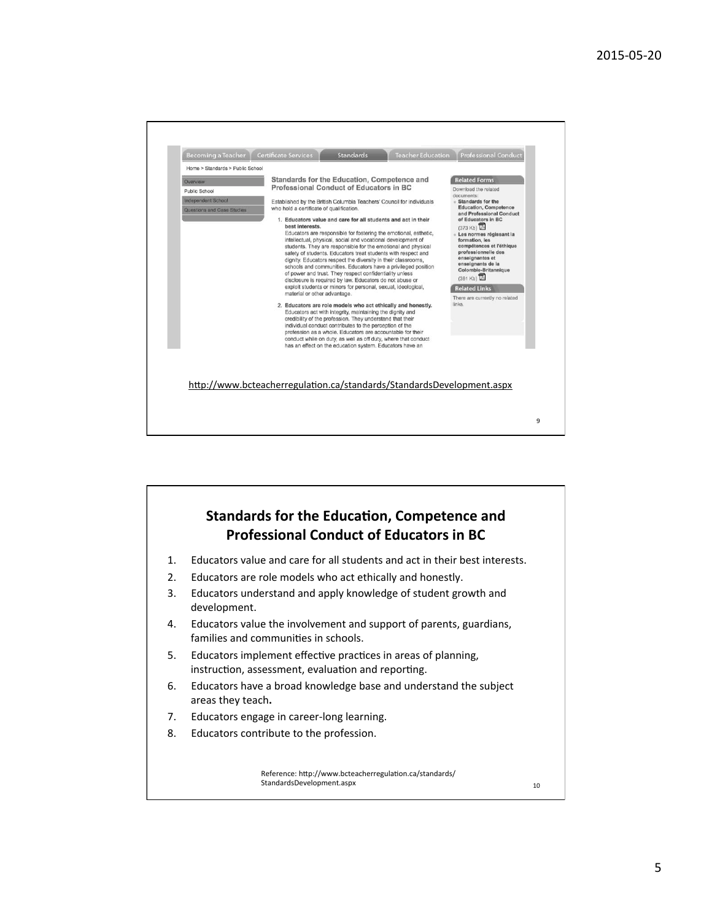Becoming a Teacher | Certificate Services | Standards | Teacher Education | Professional Conduct

Home > Standards > Public School

- Overview
- Public School
- Independent School
- Questions and Case Studies

**Standards for the Education, Competence and Professional Conduct of Educators in BC**

Established by the British Columbia Teachers' Council for individuals who hold a certificate of qualification.

1. **Educators value and care for all students and act in their best interests.**
   Educators are responsible for fostering the emotional, esthetic, intellectual, physical, social and vocational development of students. They are responsible for the emotional and physical safety of students. Educators treat students with respect and dignity. Educators respect the diversity in their classrooms, schools and communities. Educators have a privileged position of power and trust. They respect confidentiality unless disclosure is required by law. Educators do not abuse or exploit students or minors for personal, sexual, ideological, material or other advantage.
2. **Educators are role models who act ethically and honestly.**
   Educators act with integrity, maintaining the dignity and credibility of the profession. They understand that their individual conduct contributes to the perception of the profession as a whole. Educators are accountable for their conduct while on duty, as well as off duty, where that conduct has an effect on the education system. Educators have an

**Related Forms**

Download the related documents:

- **Standards for the Education, Competence and Professional Conduct of Educators in BC** (373 Kb)
- **Les normes régissant la formation, les compétences et l'éthique professionnelle des enseignantes et enseignants de la Colombie-Britannique** (381 Kb)

**Related Links**

There are currently no related links.

http://www.bcteacherregulation.ca/standards/StandardsDevelopment.aspx

## Standards for the Education, Competence and Professional Conduct of Educators in BC

1. Educators value and care for all students and act in their best interests.
2. Educators are role models who act ethically and honestly.
3. Educators understand and apply knowledge of student growth and development.
4. Educators value the involvement and support of parents, guardians, families and communities in schools.
5. Educators implement effective practices in areas of planning, instruction, assessment, evaluation and reporting.
6. Educators have a broad knowledge base and understand the subject areas they teach.
7. Educators engage in career-long learning.
8. Educators contribute to the profession.

Reference: http://www.bcteacherregulation.ca/standards/StandardsDevelopment.aspx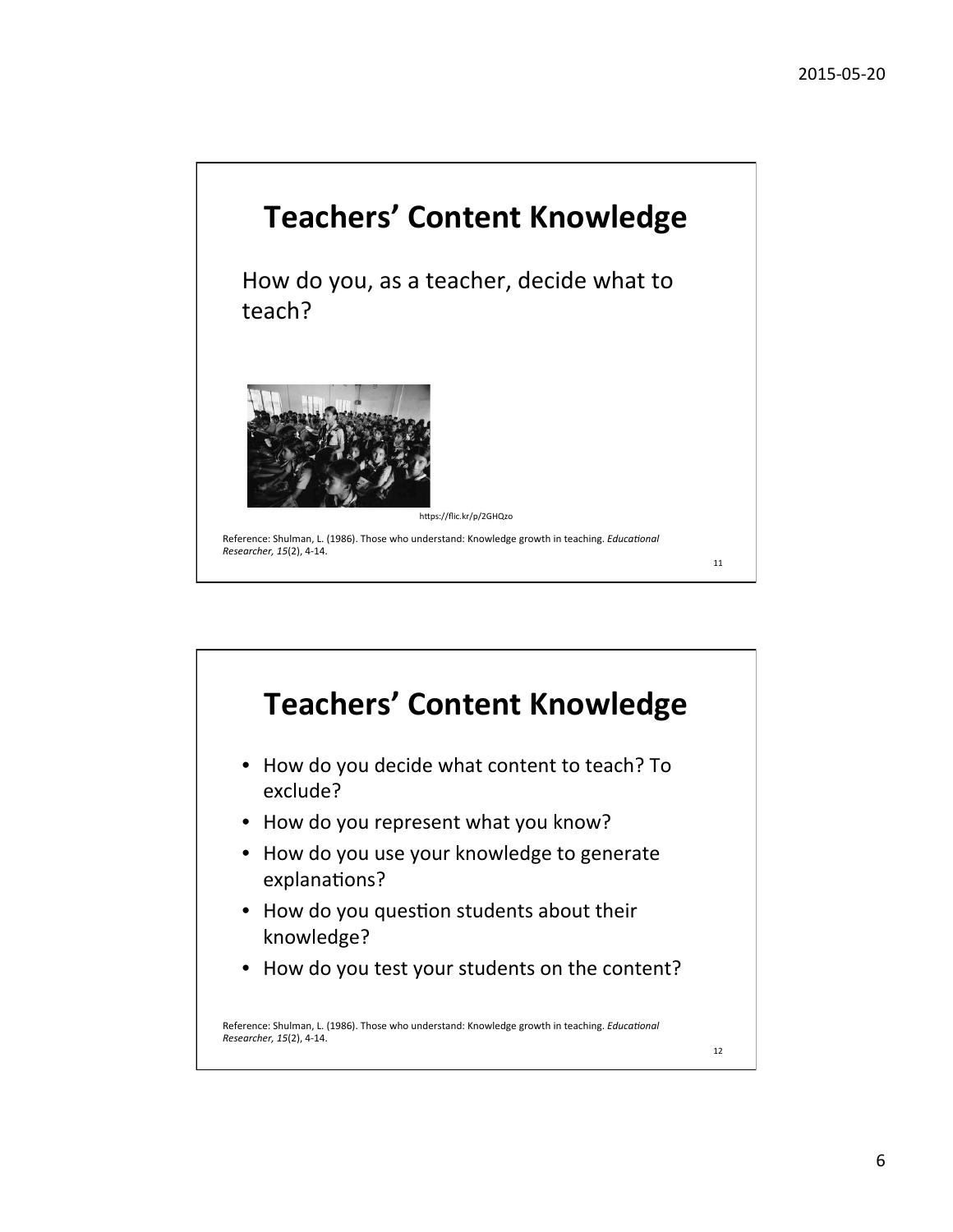# Teachers' Content Knowledge

How do you, as a teacher, decide what to teach?

https://flic.kr/p/2GHQzo

Reference: Shulman, L. (1986). Those who understand: Knowledge growth in teaching. *Educational Researcher, 15*(2), 4-14.

# Teachers' Content Knowledge

- How do you decide what content to teach? To exclude?
- How do you represent what you know?
- How do you use your knowledge to generate explanations?
- How do you question students about their knowledge?
- How do you test your students on the content?

Reference: Shulman, L. (1986). Those who understand: Knowledge growth in teaching. *Educational Researcher, 15*(2), 4-14.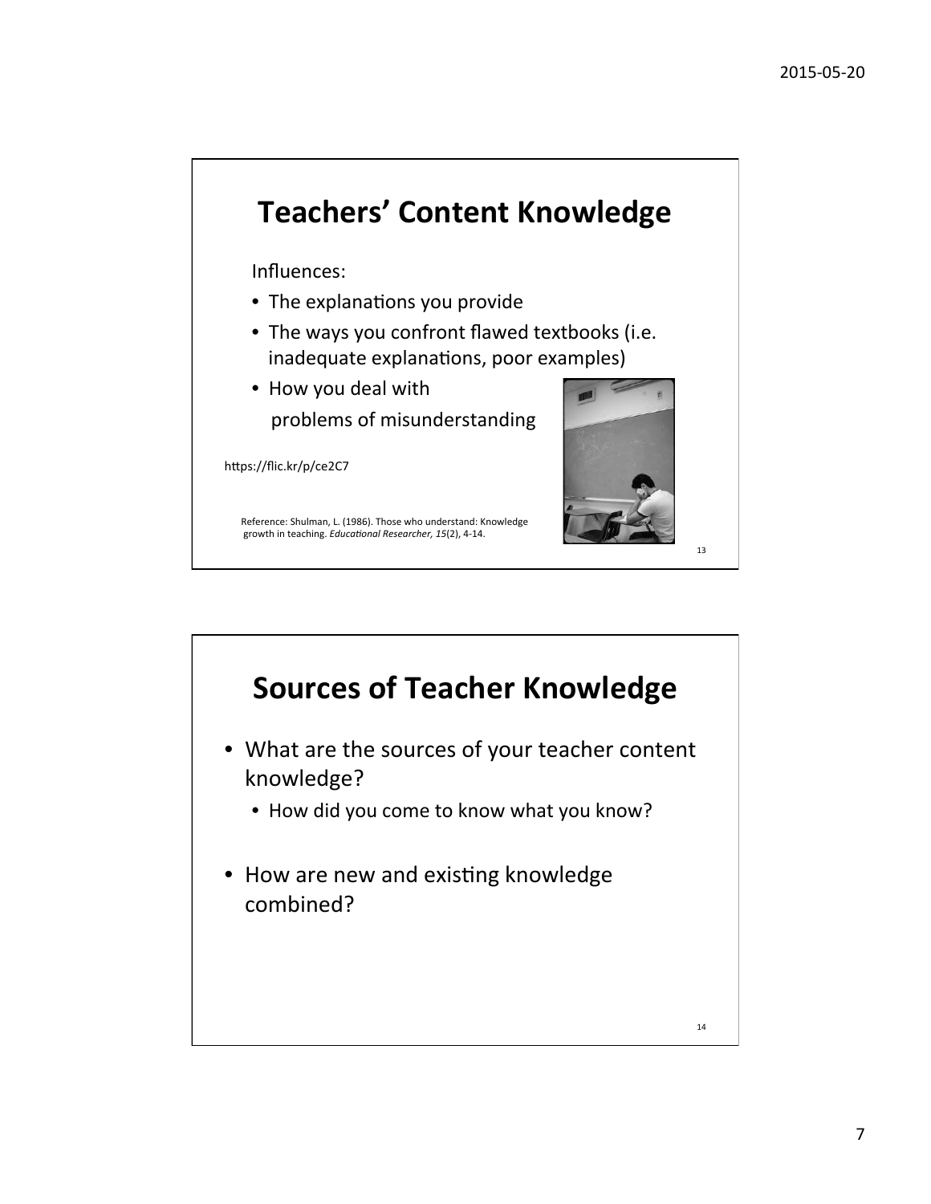## Teachers' Content Knowledge

Influences:

- The explanations you provide
- The ways you confront flawed textbooks (i.e. inadequate explanations, poor examples)
- How you deal with problems of misunderstanding

https://flic.kr/p/ce2C7

Reference: Shulman, L. (1986). Those who understand: Knowledge growth in teaching. *Educational Researcher, 15*(2), 4-14.

## Sources of Teacher Knowledge

- What are the sources of your teacher content knowledge?
  - How did you come to know what you know?
- How are new and existing knowledge combined?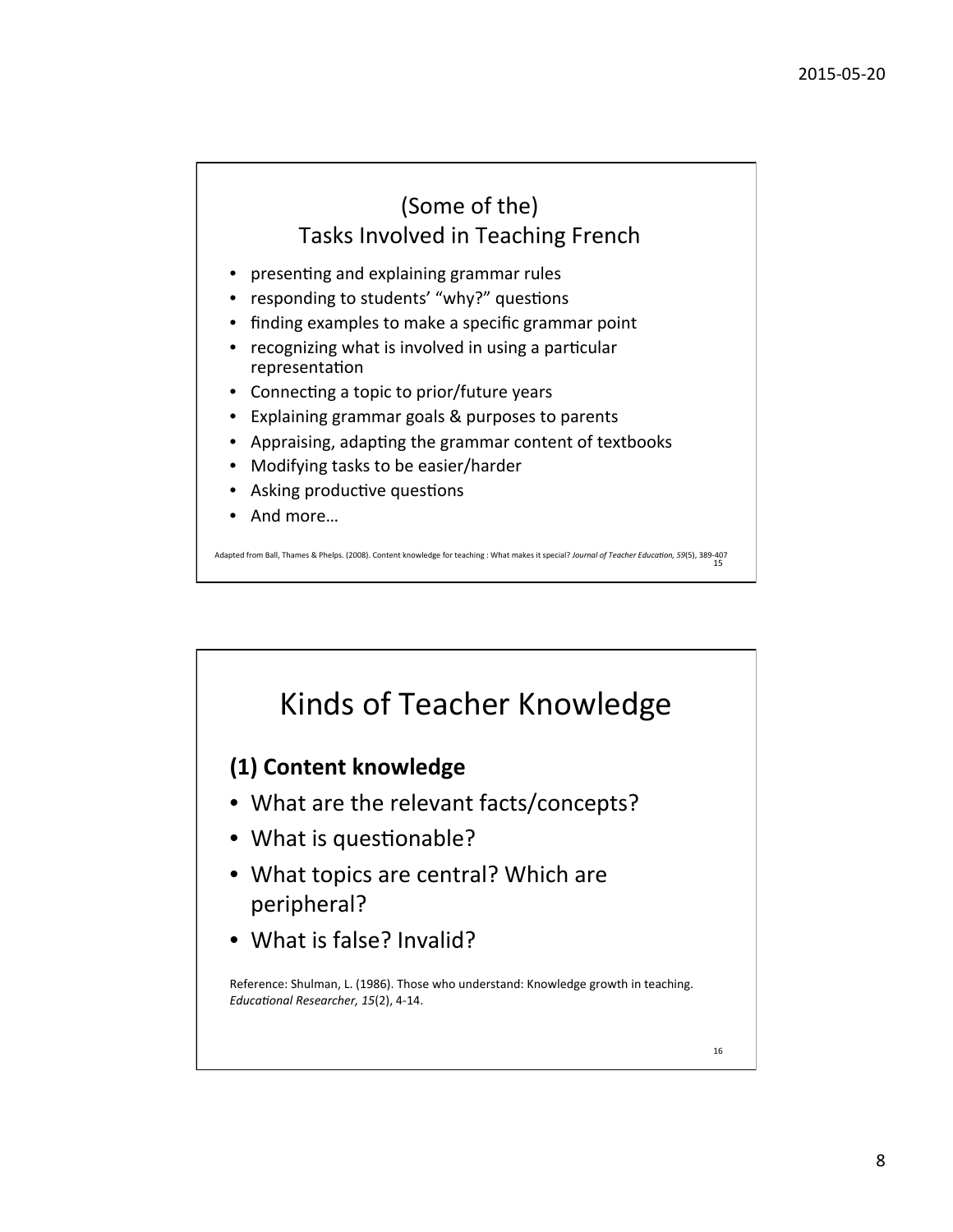## (Some of the) Tasks Involved in Teaching French

- presenting and explaining grammar rules
- responding to students' "why?" questions
- finding examples to make a specific grammar point
- recognizing what is involved in using a particular representation
- Connecting a topic to prior/future years
- Explaining grammar goals & purposes to parents
- Appraising, adapting the grammar content of textbooks
- Modifying tasks to be easier/harder
- Asking productive questions
- And more…

Adapted from Ball, Thames & Phelps. (2008). Content knowledge for teaching : What makes it special? *Journal of Teacher Education, 59*(5), 389-407

# Kinds of Teacher Knowledge

### (1) Content knowledge

- What are the relevant facts/concepts?
- What is questionable?
- What topics are central? Which are peripheral?
- What is false? Invalid?

Reference: Shulman, L. (1986). Those who understand: Knowledge growth in teaching. *Educational Researcher, 15*(2), 4-14.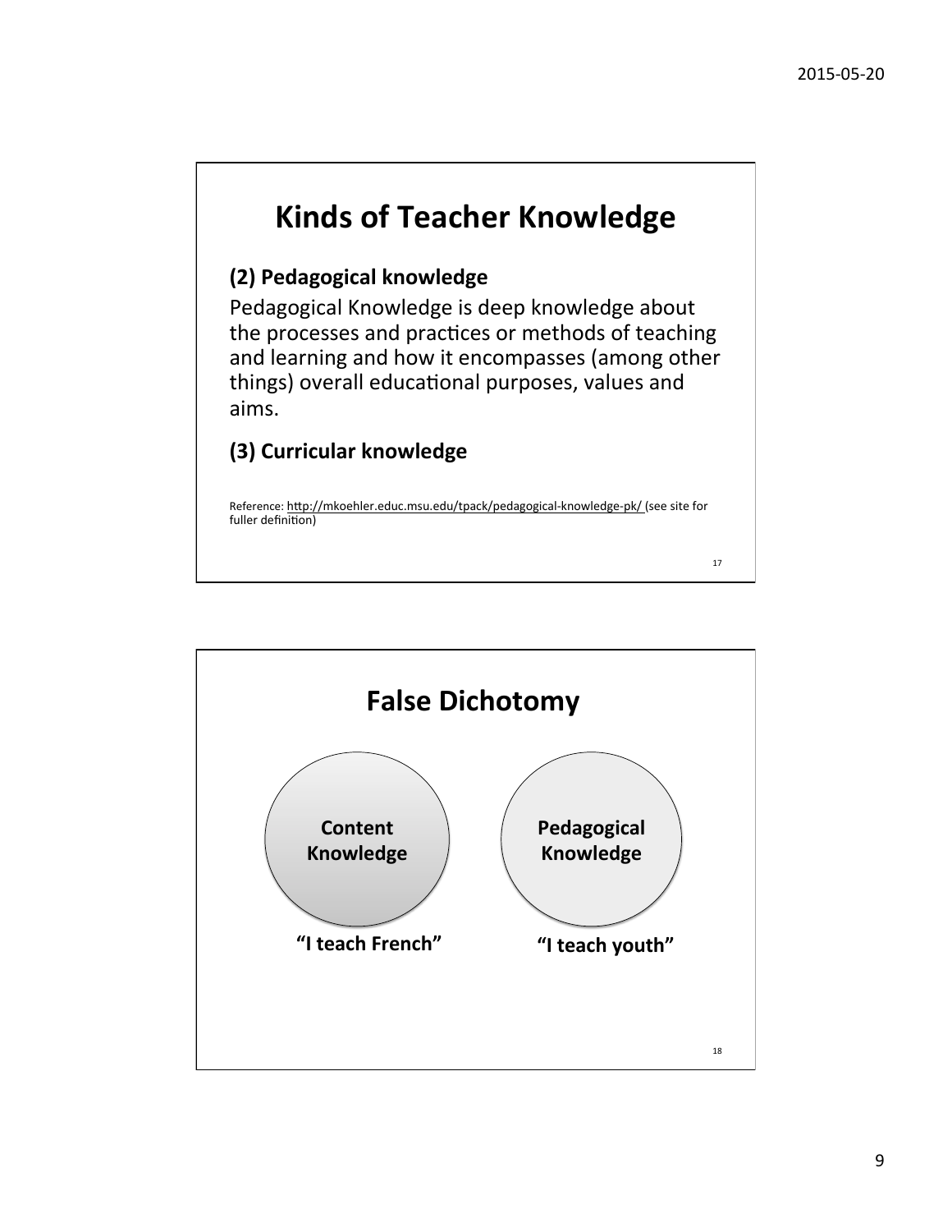## Kinds of Teacher Knowledge

**(2) Pedagogical knowledge**

Pedagogical Knowledge is deep knowledge about the processes and practices or methods of teaching and learning and how it encompasses (among other things) overall educational purposes, values and aims.

**(3) Curricular knowledge**

Reference: http://mkoehler.educ.msu.edu/tpack/pedagogical-knowledge-pk/ (see site for fuller definition)

## False Dichotomy

**Content Knowledge**

**"I teach French"**

**Pedagogical Knowledge**

**"I teach youth"**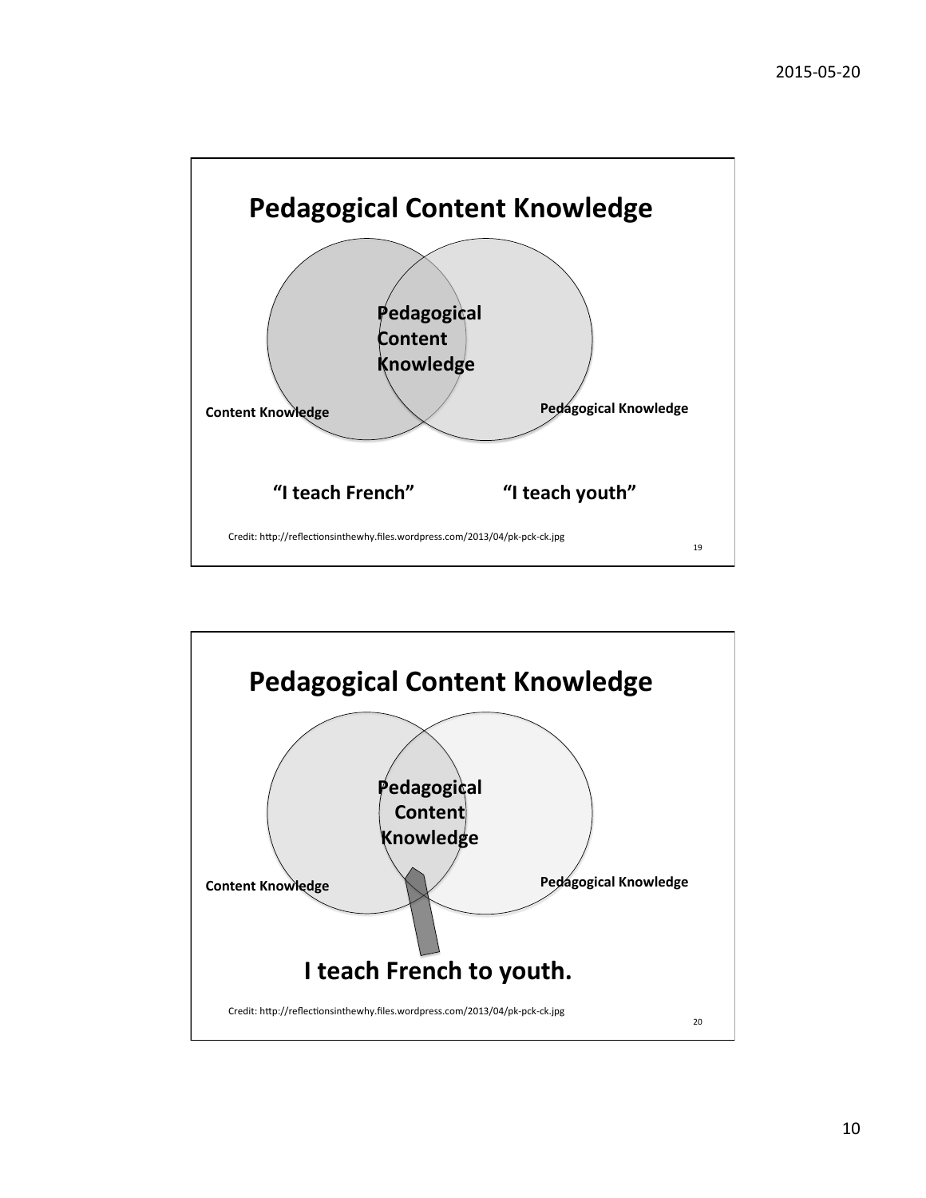## Pedagogical Content Knowledge

Pedagogical Content Knowledge

Content Knowledge

Pedagogical Knowledge

**"I teach French"** **"I teach youth"**

Credit: http://reflectionsinthewhy.files.wordpress.com/2013/04/pk-pck-ck.jpg

## Pedagogical Content Knowledge

Pedagogical Content Knowledge

Content Knowledge

Pedagogical Knowledge

**I teach French to youth.**

Credit: http://reflectionsinthewhy.files.wordpress.com/2013/04/pk-pck-ck.jpg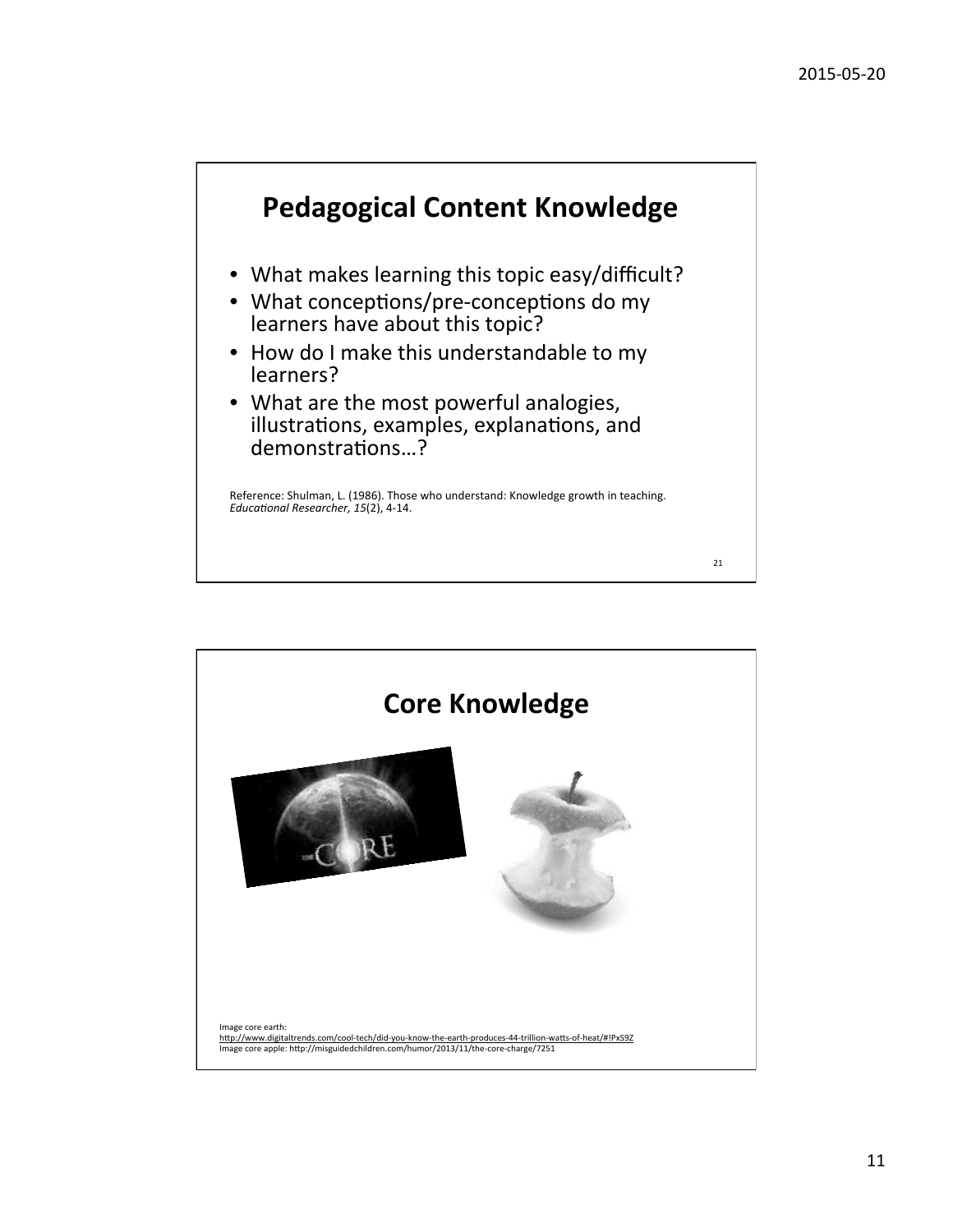## Pedagogical Content Knowledge

- What makes learning this topic easy/difficult?
- What conceptions/pre-conceptions do my learners have about this topic?
- How do I make this understandable to my learners?
- What are the most powerful analogies, illustrations, examples, explanations, and demonstrations…?

Reference: Shulman, L. (1986). Those who understand: Knowledge growth in teaching. *Educational Researcher, 15*(2), 4-14.

## Core Knowledge

Image core earth: http://www.digitaltrends.com/cool-tech/did-you-know-the-earth-produces-44-trillion-watts-of-heat/#!PxS9Z
Image core apple: http://misguidedchildren.com/humor/2013/11/the-core-charge/7251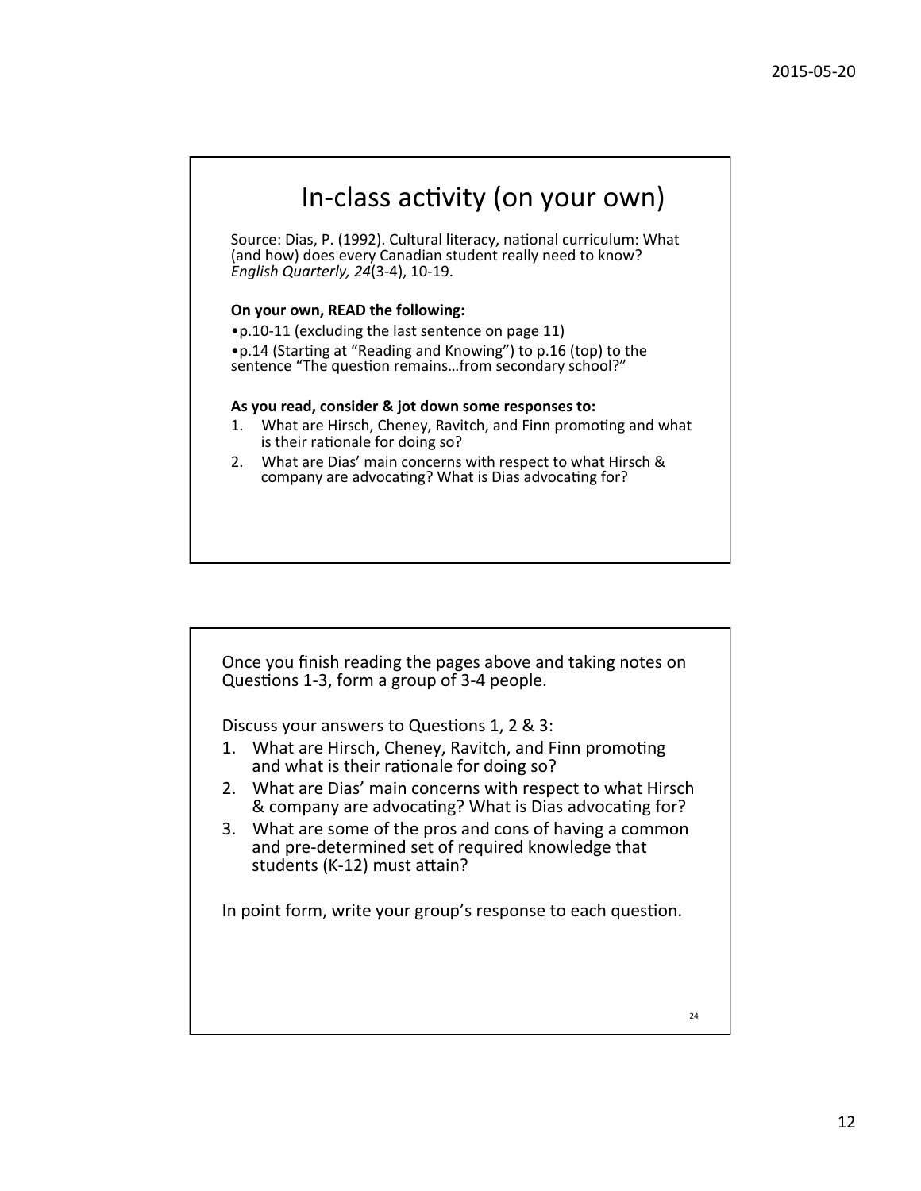# In-class activity (on your own)

Source: Dias, P. (1992). Cultural literacy, national curriculum: What (and how) does every Canadian student really need to know? *English Quarterly, 24*(3-4), 10-19.

**On your own, READ the following:**

- p.10-11 (excluding the last sentence on page 11)
- p.14 (Starting at "Reading and Knowing") to p.16 (top) to the sentence "The question remains…from secondary school?"

**As you read, consider & jot down some responses to:**

1. What are Hirsch, Cheney, Ravitch, and Finn promoting and what is their rationale for doing so?
2. What are Dias' main concerns with respect to what Hirsch & company are advocating? What is Dias advocating for?

---

Once you finish reading the pages above and taking notes on Questions 1-3, form a group of 3-4 people.

Discuss your answers to Questions 1, 2 & 3:

1. What are Hirsch, Cheney, Ravitch, and Finn promoting and what is their rationale for doing so?
2. What are Dias' main concerns with respect to what Hirsch & company are advocating? What is Dias advocating for?
3. What are some of the pros and cons of having a common and pre-determined set of required knowledge that students (K-12) must attain?

In point form, write your group's response to each question.